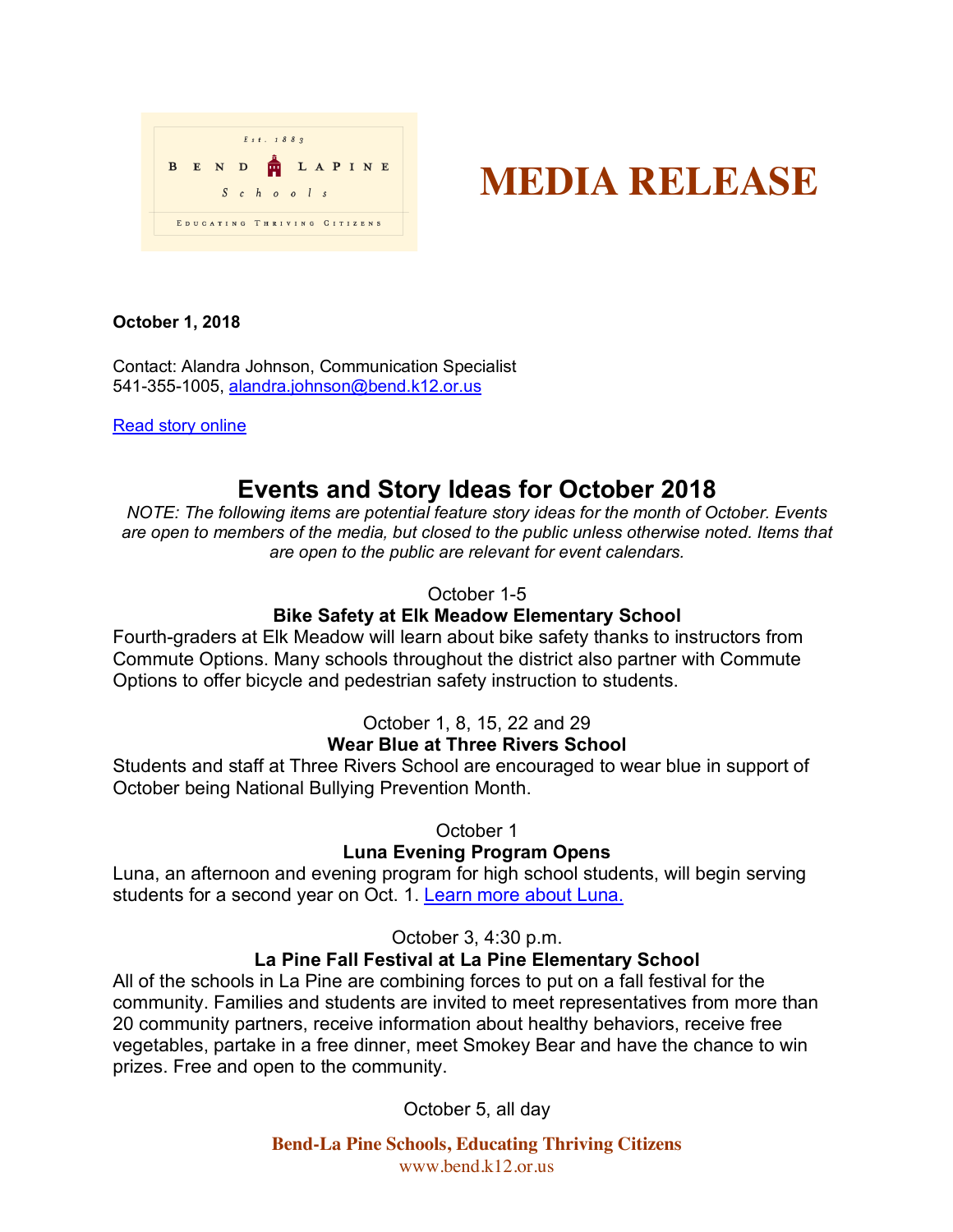# MEDIA RELEASE

**October 1, 2018**

Contact: Alandra Johnson, Communication Specialist
541-355-1005, alandra.johnson@bend.k12.or.us

Read story online

## Events and Story Ideas for October 2018

*NOTE: The following items are potential feature story ideas for the month of October. Events are open to members of the media, but closed to the public unless otherwise noted. Items that are open to the public are relevant for event calendars.*

October 1-5

**Bike Safety at Elk Meadow Elementary School**

Fourth-graders at Elk Meadow will learn about bike safety thanks to instructors from Commute Options. Many schools throughout the district also partner with Commute Options to offer bicycle and pedestrian safety instruction to students.

October 1, 8, 15, 22 and 29

**Wear Blue at Three Rivers School**

Students and staff at Three Rivers School are encouraged to wear blue in support of October being National Bullying Prevention Month.

October 1

**Luna Evening Program Opens**

Luna, an afternoon and evening program for high school students, will begin serving students for a second year on Oct. 1. Learn more about Luna.

October 3, 4:30 p.m.

**La Pine Fall Festival at La Pine Elementary School**

All of the schools in La Pine are combining forces to put on a fall festival for the community. Families and students are invited to meet representatives from more than 20 community partners, receive information about healthy behaviors, receive free vegetables, partake in a free dinner, meet Smokey Bear and have the chance to win prizes. Free and open to the community.

October 5, all day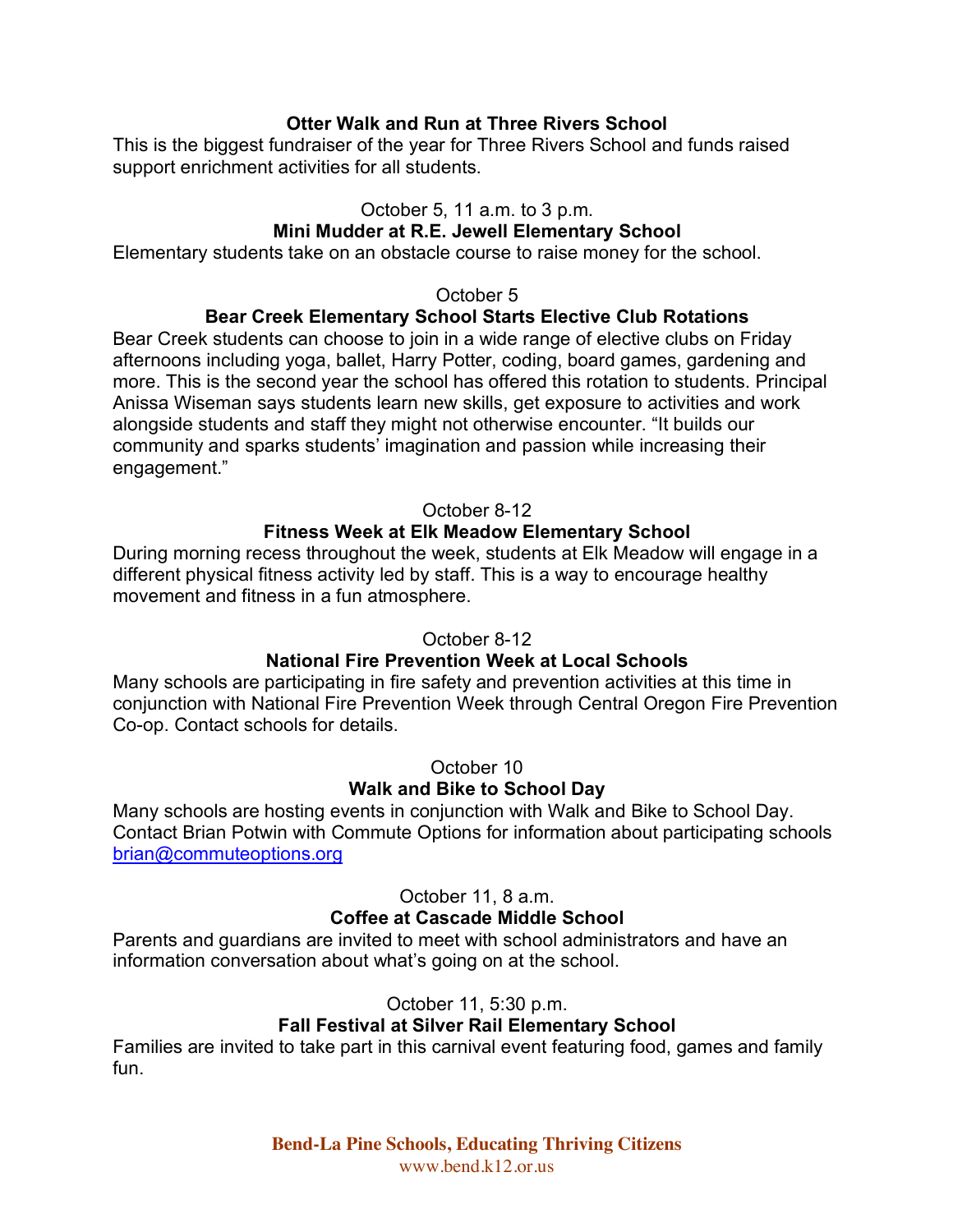**Otter Walk and Run at Three Rivers School**

This is the biggest fundraiser of the year for Three Rivers School and funds raised support enrichment activities for all students.

October 5, 11 a.m. to 3 p.m.

**Mini Mudder at R.E. Jewell Elementary School**

Elementary students take on an obstacle course to raise money for the school.

October 5

**Bear Creek Elementary School Starts Elective Club Rotations**

Bear Creek students can choose to join in a wide range of elective clubs on Friday afternoons including yoga, ballet, Harry Potter, coding, board games, gardening and more. This is the second year the school has offered this rotation to students. Principal Anissa Wiseman says students learn new skills, get exposure to activities and work alongside students and staff they might not otherwise encounter. "It builds our community and sparks students' imagination and passion while increasing their engagement."

October 8-12

**Fitness Week at Elk Meadow Elementary School**

During morning recess throughout the week, students at Elk Meadow will engage in a different physical fitness activity led by staff. This is a way to encourage healthy movement and fitness in a fun atmosphere.

October 8-12

**National Fire Prevention Week at Local Schools**

Many schools are participating in fire safety and prevention activities at this time in conjunction with National Fire Prevention Week through Central Oregon Fire Prevention Co-op. Contact schools for details.

October 10

**Walk and Bike to School Day**

Many schools are hosting events in conjunction with Walk and Bike to School Day. Contact Brian Potwin with Commute Options for information about participating schools brian@commuteoptions.org

October 11, 8 a.m.

**Coffee at Cascade Middle School**

Parents and guardians are invited to meet with school administrators and have an information conversation about what's going on at the school.

October 11, 5:30 p.m.

**Fall Festival at Silver Rail Elementary School**

Families are invited to take part in this carnival event featuring food, games and family fun.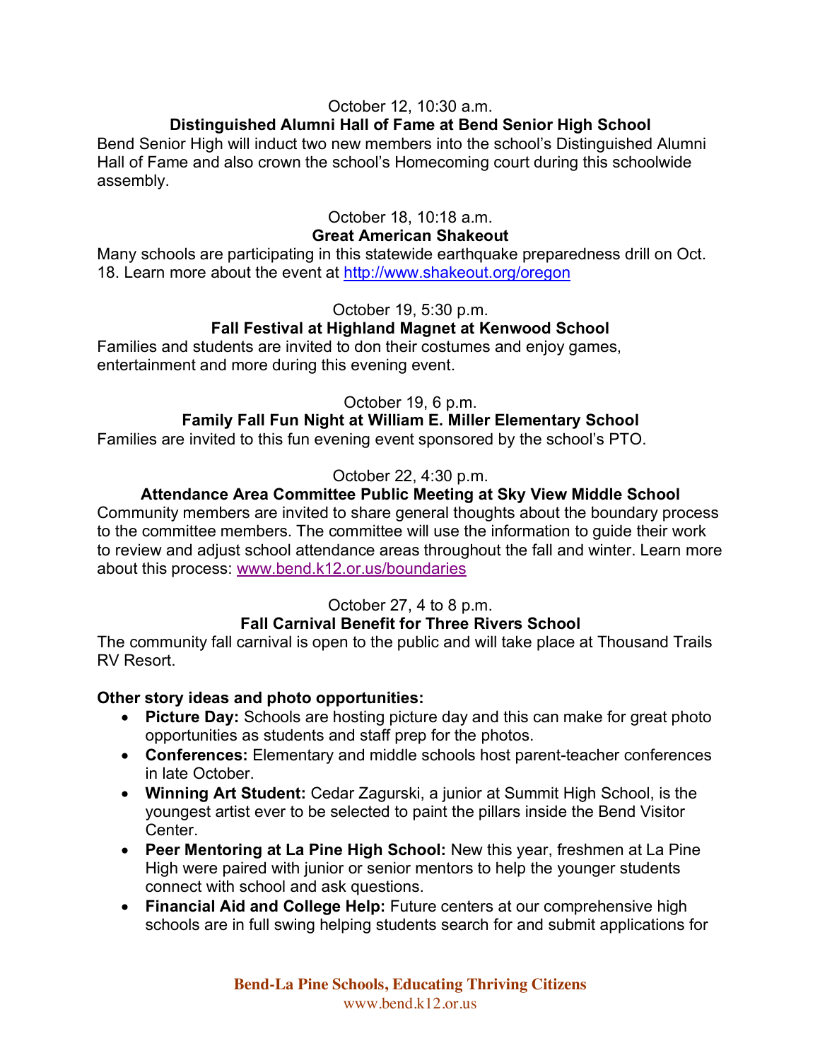October 12, 10:30 a.m.

**Distinguished Alumni Hall of Fame at Bend Senior High School**

Bend Senior High will induct two new members into the school's Distinguished Alumni Hall of Fame and also crown the school's Homecoming court during this schoolwide assembly.

October 18, 10:18 a.m.

**Great American Shakeout**

Many schools are participating in this statewide earthquake preparedness drill on Oct. 18. Learn more about the event at http://www.shakeout.org/oregon

October 19, 5:30 p.m.

**Fall Festival at Highland Magnet at Kenwood School**

Families and students are invited to don their costumes and enjoy games, entertainment and more during this evening event.

October 19, 6 p.m.

**Family Fall Fun Night at William E. Miller Elementary School**

Families are invited to this fun evening event sponsored by the school's PTO.

October 22, 4:30 p.m.

**Attendance Area Committee Public Meeting at Sky View Middle School**

Community members are invited to share general thoughts about the boundary process to the committee members. The committee will use the information to guide their work to review and adjust school attendance areas throughout the fall and winter. Learn more about this process: www.bend.k12.or.us/boundaries

October 27, 4 to 8 p.m.

**Fall Carnival Benefit for Three Rivers School**

The community fall carnival is open to the public and will take place at Thousand Trails RV Resort.

**Other story ideas and photo opportunities:**

- **Picture Day:** Schools are hosting picture day and this can make for great photo opportunities as students and staff prep for the photos.
- **Conferences:** Elementary and middle schools host parent-teacher conferences in late October.
- **Winning Art Student:** Cedar Zagurski, a junior at Summit High School, is the youngest artist ever to be selected to paint the pillars inside the Bend Visitor Center.
- **Peer Mentoring at La Pine High School:** New this year, freshmen at La Pine High were paired with junior or senior mentors to help the younger students connect with school and ask questions.
- **Financial Aid and College Help:** Future centers at our comprehensive high schools are in full swing helping students search for and submit applications for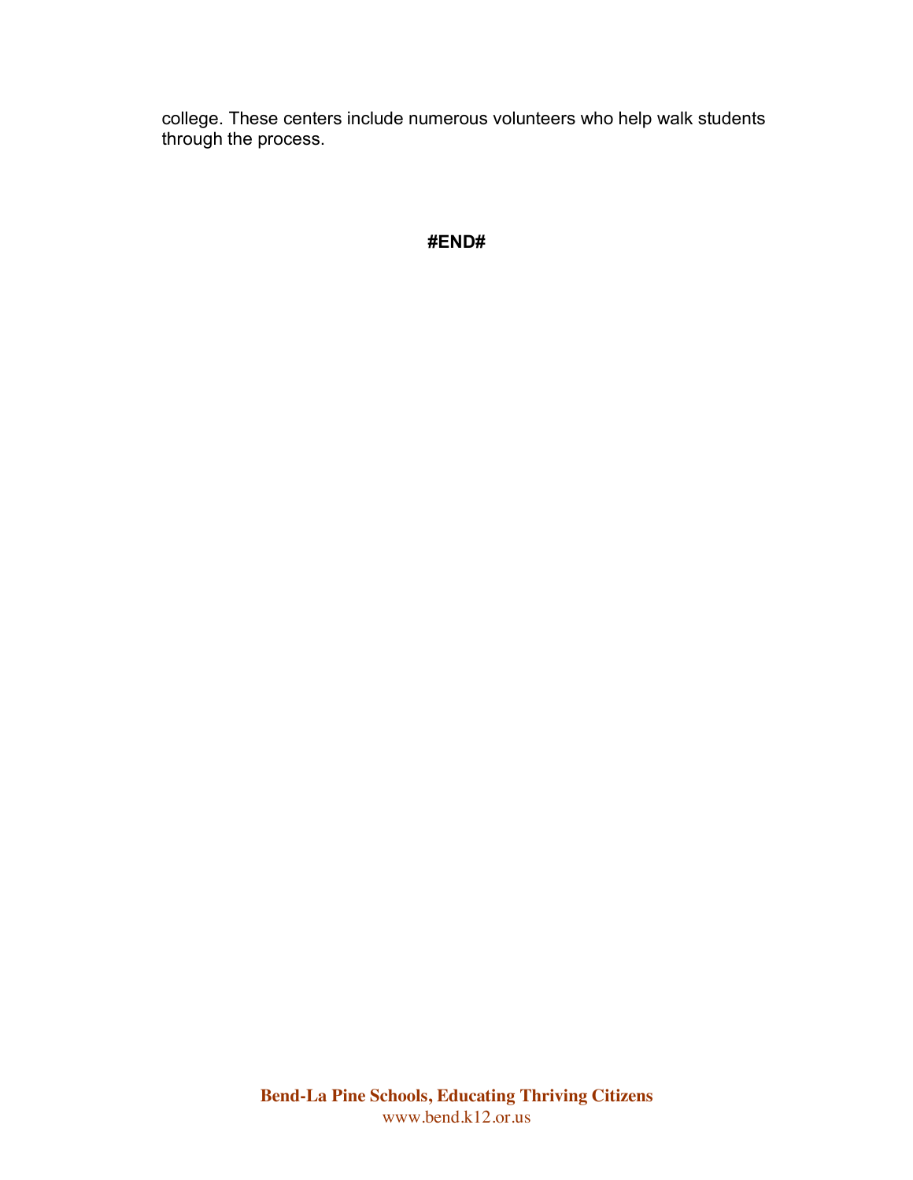college. These centers include numerous volunteers who help walk students through the process.

**#END#**